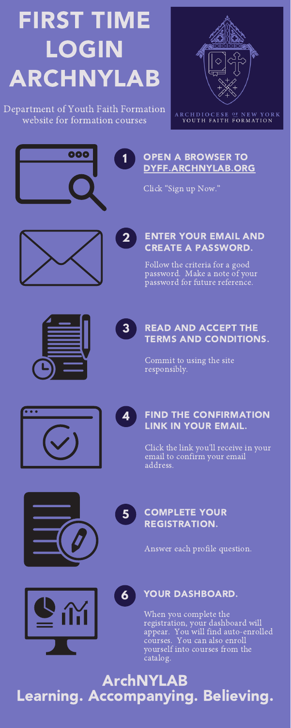# FIRST TIME LOGIN ARCHNYLAB

Department of Youth Faith Formation website for formation courses

ARCHDIOCESE OF NEW YORK
YOUTH FAITH FORMATION

## 1 OPEN A BROWSER TO DYFF.ARCHNYLAB.ORG

Click "Sign up Now."

## 2 ENTER YOUR EMAIL AND CREATE A PASSWORD.

Follow the criteria for a good password. Make a note of your password for future reference.

## 3 READ AND ACCEPT THE TERMS AND CONDITIONS.

Commit to using the site responsibly.

## 4 FIND THE CONFIRMATION LINK IN YOUR EMAIL.

Click the link you'll receive in your email to confirm your email address.

## 5 COMPLETE YOUR REGISTRATION.

Answer each profile question.

## 6 YOUR DASHBOARD.

When you complete the registration, your dashboard will appear. You will find auto-enrolled courses. You can also enroll yourself into courses from the catalog.

**ArchNYLAB**
**Learning. Accompanying. Believing.**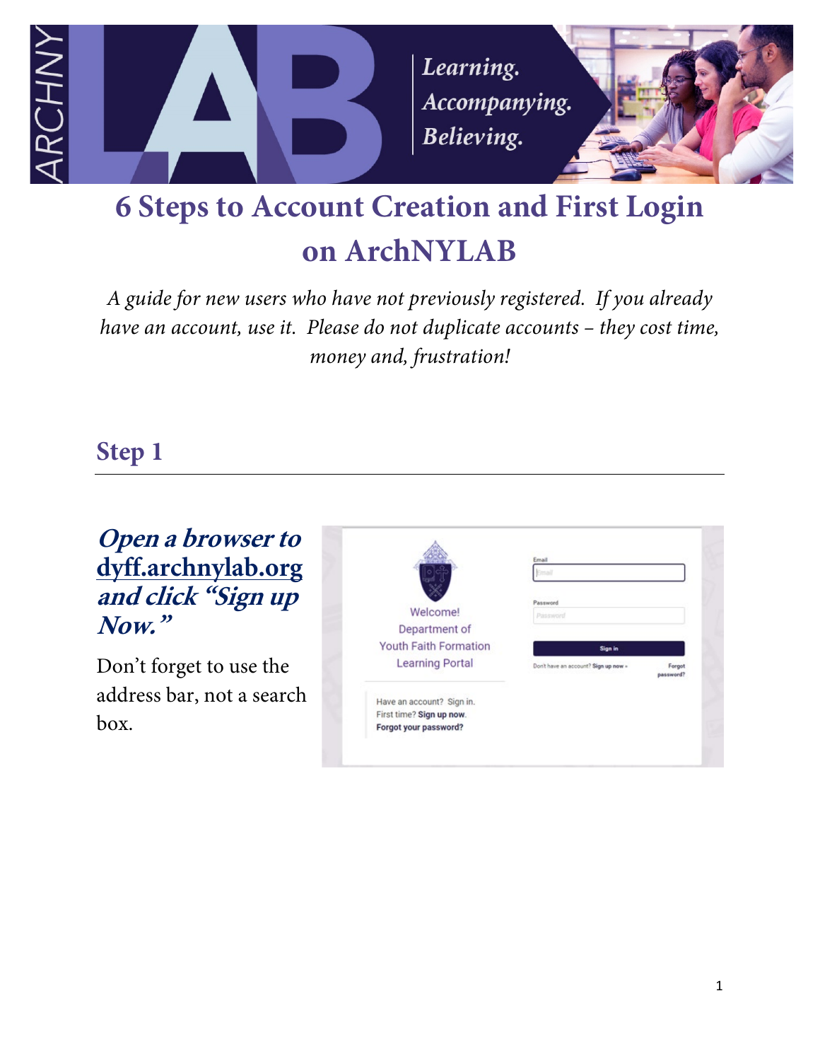# 6 Steps to Account Creation and First Login on ArchNYLAB

*A guide for new users who have not previously registered. If you already have an account, use it. Please do not duplicate accounts – they cost time, money and, frustration!*

## Step 1

***Open a browser to [dyff.archnylab.org](dyff.archnylab.org) and click "Sign up Now."***

Don't forget to use the address bar, not a search box.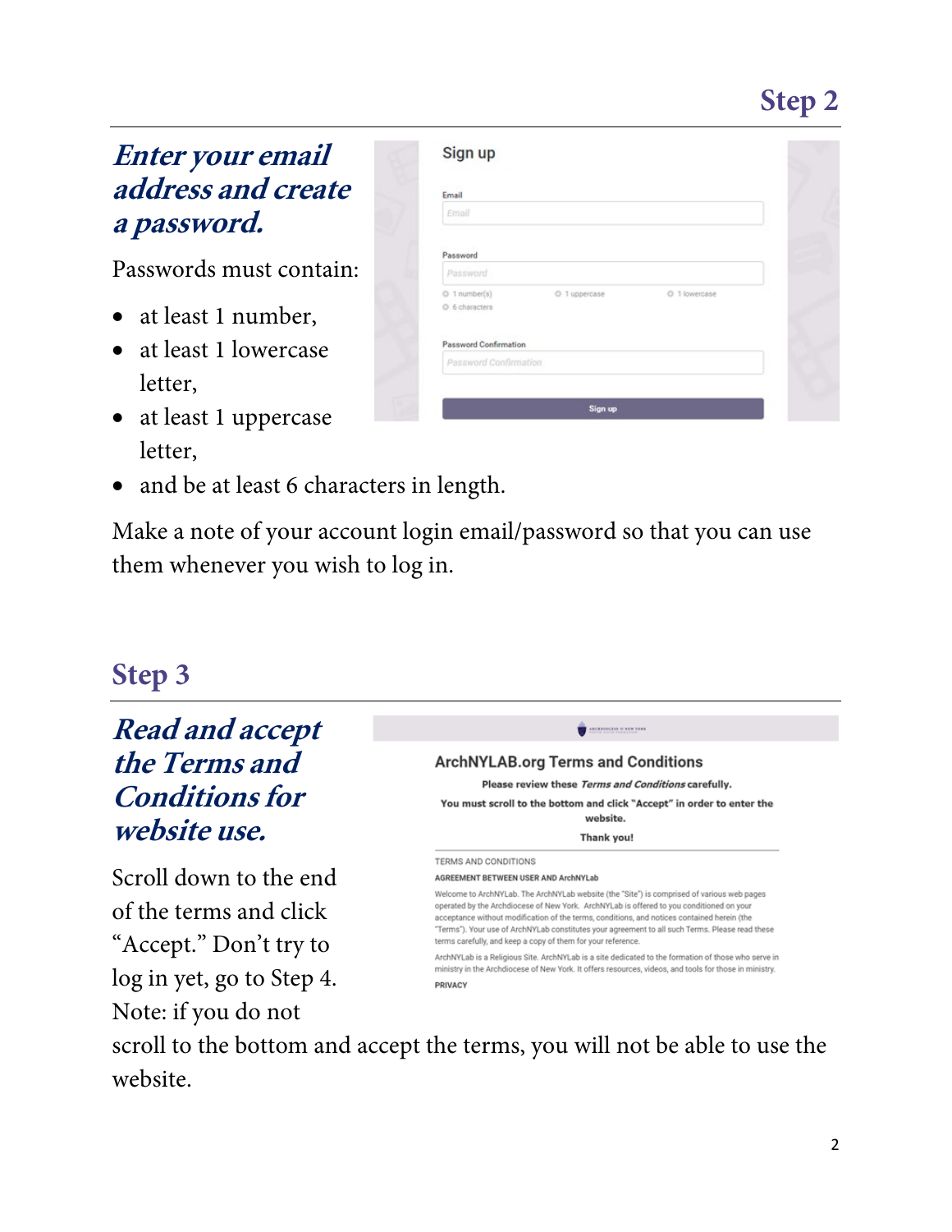## Step 2

***Enter your email address and create a password.***

Passwords must contain:

- at least 1 number,
- at least 1 lowercase letter,
- at least 1 uppercase letter,
- and be at least 6 characters in length.

Make a note of your account login email/password so that you can use them whenever you wish to log in.

## Step 3

***Read and accept the Terms and Conditions for website use.***

Scroll down to the end of the terms and click "Accept." Don't try to log in yet, go to Step 4. Note: if you do not scroll to the bottom and accept the terms, you will not be able to use the website.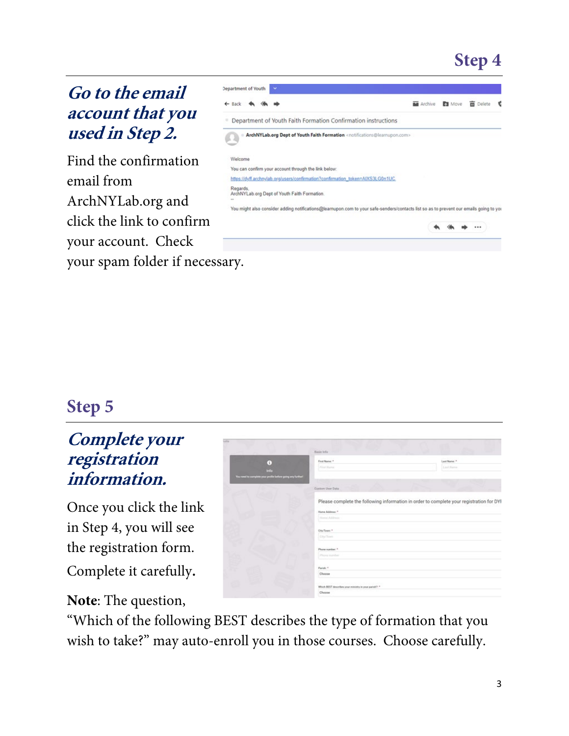## Step 4

### *Go to the email account that you used in Step 2.*

Find the confirmation email from ArchNYLab.org and click the link to confirm your account. Check your spam folder if necessary.

## Step 5

### *Complete your registration information.*

Once you click the link in Step 4, you will see the registration form. Complete it carefully**.**

**Note**: The question, "Which of the following BEST describes the type of formation that you wish to take?" may auto-enroll you in those courses. Choose carefully.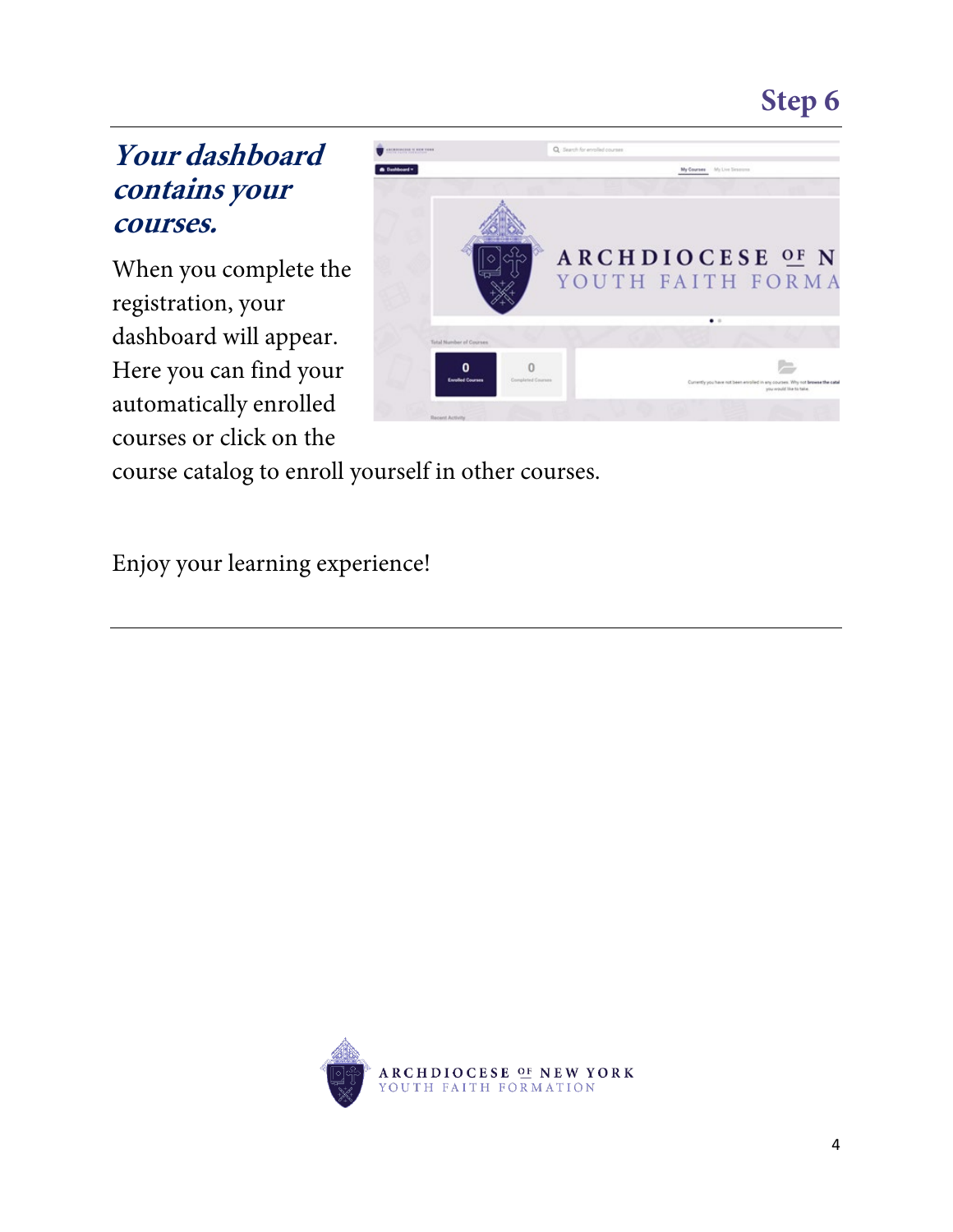## Step 6

### *Your dashboard contains your courses.*

When you complete the registration, your dashboard will appear. Here you can find your automatically enrolled courses or click on the course catalog to enroll yourself in other courses.

Enjoy your learning experience!